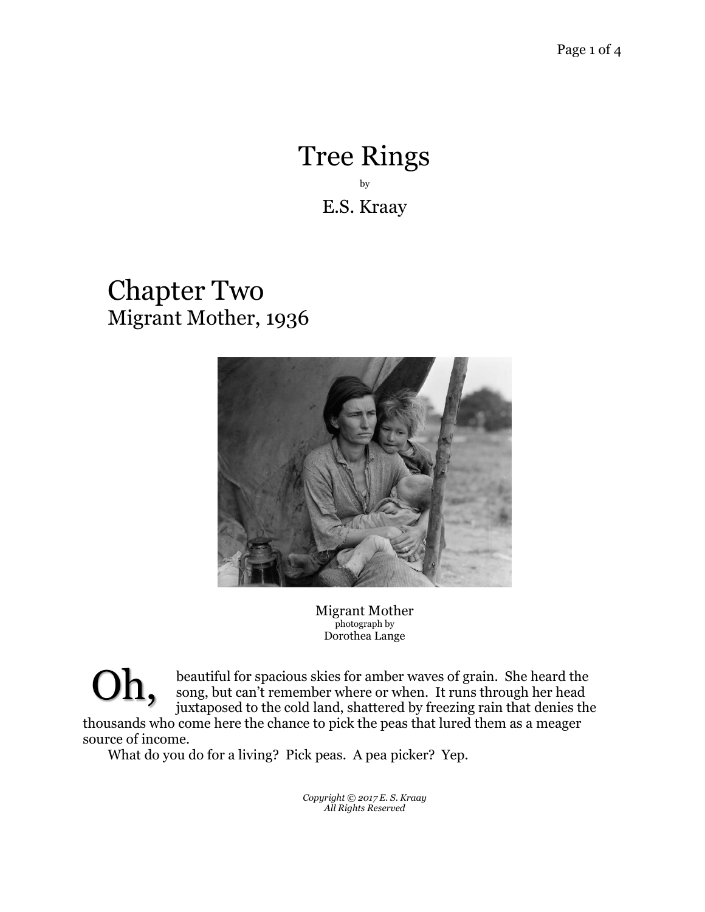# Tree Rings

by

E.S. Kraay

## Chapter Two
Migrant Mother, 1936

Migrant Mother
photograph by
Dorothea Lange

Oh, beautiful for spacious skies for amber waves of grain. She heard the song, but can't remember where or when. It runs through her head juxtaposed to the cold land, shattered by freezing rain that denies the thousands who come here the chance to pick the peas that lured them as a meager source of income.

What do you do for a living? Pick peas. A pea picker? Yep.

*Copyright © 2017 E. S. Kraay*
*All Rights Reserved*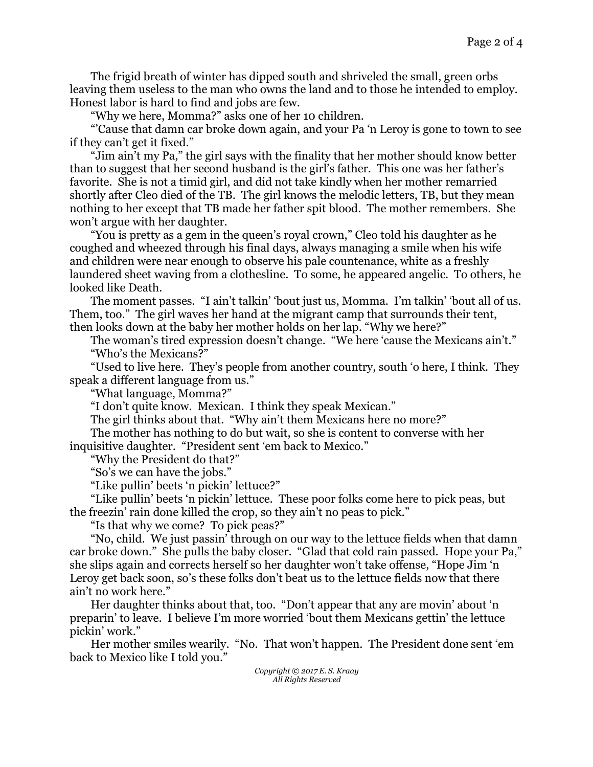The frigid breath of winter has dipped south and shriveled the small, green orbs leaving them useless to the man who owns the land and to those he intended to employ. Honest labor is hard to find and jobs are few.

"Why we here, Momma?" asks one of her 10 children.

"'Cause that damn car broke down again, and your Pa 'n Leroy is gone to town to see if they can't get it fixed."

"Jim ain't my Pa," the girl says with the finality that her mother should know better than to suggest that her second husband is the girl's father. This one was her father's favorite. She is not a timid girl, and did not take kindly when her mother remarried shortly after Cleo died of the TB. The girl knows the melodic letters, TB, but they mean nothing to her except that TB made her father spit blood. The mother remembers. She won't argue with her daughter.

"You is pretty as a gem in the queen's royal crown," Cleo told his daughter as he coughed and wheezed through his final days, always managing a smile when his wife and children were near enough to observe his pale countenance, white as a freshly laundered sheet waving from a clothesline. To some, he appeared angelic. To others, he looked like Death.

The moment passes. "I ain't talkin' 'bout just us, Momma. I'm talkin' 'bout all of us. Them, too." The girl waves her hand at the migrant camp that surrounds their tent, then looks down at the baby her mother holds on her lap. "Why we here?"

The woman's tired expression doesn't change. "We here 'cause the Mexicans ain't."

"Who's the Mexicans?"

"Used to live here. They's people from another country, south 'o here, I think. They speak a different language from us."

"What language, Momma?"

"I don't quite know. Mexican. I think they speak Mexican."

The girl thinks about that. "Why ain't them Mexicans here no more?"

The mother has nothing to do but wait, so she is content to converse with her inquisitive daughter. "President sent 'em back to Mexico."

"Why the President do that?"

"So's we can have the jobs."

"Like pullin' beets 'n pickin' lettuce?"

"Like pullin' beets 'n pickin' lettuce. These poor folks come here to pick peas, but the freezin' rain done killed the crop, so they ain't no peas to pick."

"Is that why we come? To pick peas?"

"No, child. We just passin' through on our way to the lettuce fields when that damn car broke down." She pulls the baby closer. "Glad that cold rain passed. Hope your Pa," she slips again and corrects herself so her daughter won't take offense, "Hope Jim 'n Leroy get back soon, so's these folks don't beat us to the lettuce fields now that there ain't no work here."

Her daughter thinks about that, too. "Don't appear that any are movin' about 'n preparin' to leave. I believe I'm more worried 'bout them Mexicans gettin' the lettuce pickin' work."

Her mother smiles wearily. "No. That won't happen. The President done sent 'em back to Mexico like I told you."

*Copyright © 2017 E. S. Kraay*
*All Rights Reserved*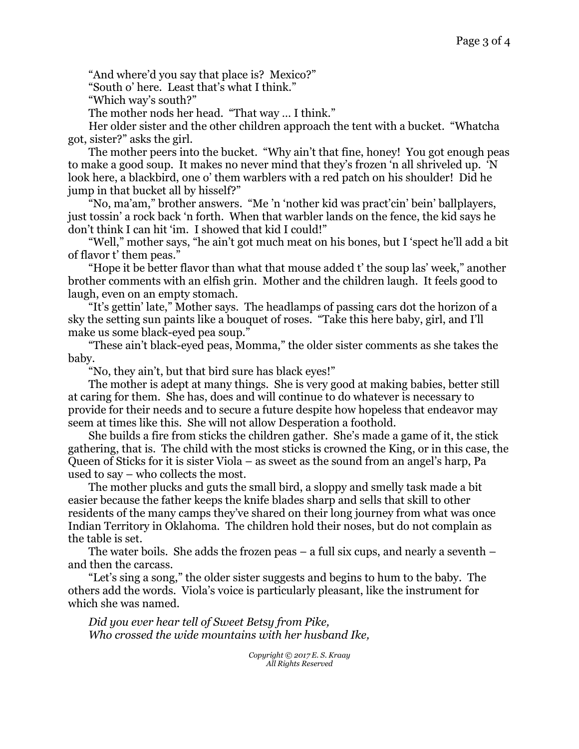"And where'd you say that place is? Mexico?"

"South o' here. Least that's what I think."

"Which way's south?"

The mother nods her head. "That way … I think."

Her older sister and the other children approach the tent with a bucket. "Whatcha got, sister?" asks the girl.

The mother peers into the bucket. "Why ain't that fine, honey! You got enough peas to make a good soup. It makes no never mind that they's frozen 'n all shriveled up. 'N look here, a blackbird, one o' them warblers with a red patch on his shoulder! Did he jump in that bucket all by hisself?"

"No, ma'am," brother answers. "Me 'n 'nother kid was pract'cin' bein' ballplayers, just tossin' a rock back 'n forth. When that warbler lands on the fence, the kid says he don't think I can hit 'im. I showed that kid I could!"

"Well," mother says, "he ain't got much meat on his bones, but I 'spect he'll add a bit of flavor t' them peas."

"Hope it be better flavor than what that mouse added t' the soup las' week," another brother comments with an elfish grin. Mother and the children laugh. It feels good to laugh, even on an empty stomach.

"It's gettin' late," Mother says. The headlamps of passing cars dot the horizon of a sky the setting sun paints like a bouquet of roses. "Take this here baby, girl, and I'll make us some black-eyed pea soup."

"These ain't black-eyed peas, Momma," the older sister comments as she takes the baby.

"No, they ain't, but that bird sure has black eyes!"

The mother is adept at many things. She is very good at making babies, better still at caring for them. She has, does and will continue to do whatever is necessary to provide for their needs and to secure a future despite how hopeless that endeavor may seem at times like this. She will not allow Desperation a foothold.

She builds a fire from sticks the children gather. She's made a game of it, the stick gathering, that is. The child with the most sticks is crowned the King, or in this case, the Queen of Sticks for it is sister Viola – as sweet as the sound from an angel's harp, Pa used to say – who collects the most.

The mother plucks and guts the small bird, a sloppy and smelly task made a bit easier because the father keeps the knife blades sharp and sells that skill to other residents of the many camps they've shared on their long journey from what was once Indian Territory in Oklahoma. The children hold their noses, but do not complain as the table is set.

The water boils. She adds the frozen peas – a full six cups, and nearly a seventh – and then the carcass.

"Let's sing a song," the older sister suggests and begins to hum to the baby. The others add the words. Viola's voice is particularly pleasant, like the instrument for which she was named.

*Did you ever hear tell of Sweet Betsy from Pike,*
*Who crossed the wide mountains with her husband Ike,*

*Copyright © 2017 E. S. Kraay*
*All Rights Reserved*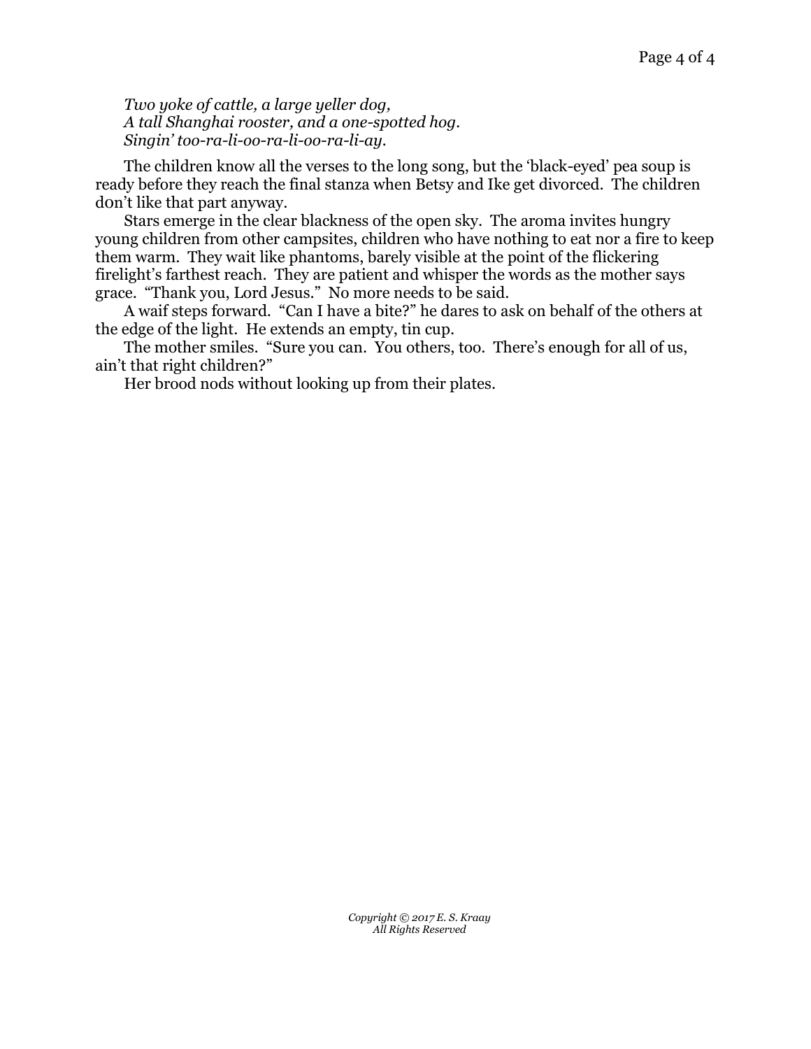*Two yoke of cattle, a large yeller dog,*
*A tall Shanghai rooster, and a one-spotted hog.*
*Singin' too-ra-li-oo-ra-li-oo-ra-li-ay.*

The children know all the verses to the long song, but the 'black-eyed' pea soup is ready before they reach the final stanza when Betsy and Ike get divorced. The children don't like that part anyway.

Stars emerge in the clear blackness of the open sky. The aroma invites hungry young children from other campsites, children who have nothing to eat nor a fire to keep them warm. They wait like phantoms, barely visible at the point of the flickering firelight's farthest reach. They are patient and whisper the words as the mother says grace. "Thank you, Lord Jesus." No more needs to be said.

A waif steps forward. "Can I have a bite?" he dares to ask on behalf of the others at the edge of the light. He extends an empty, tin cup.

The mother smiles. "Sure you can. You others, too. There's enough for all of us, ain't that right children?"

Her brood nods without looking up from their plates.

*Copyright © 2017 E. S. Kraay*
*All Rights Reserved*